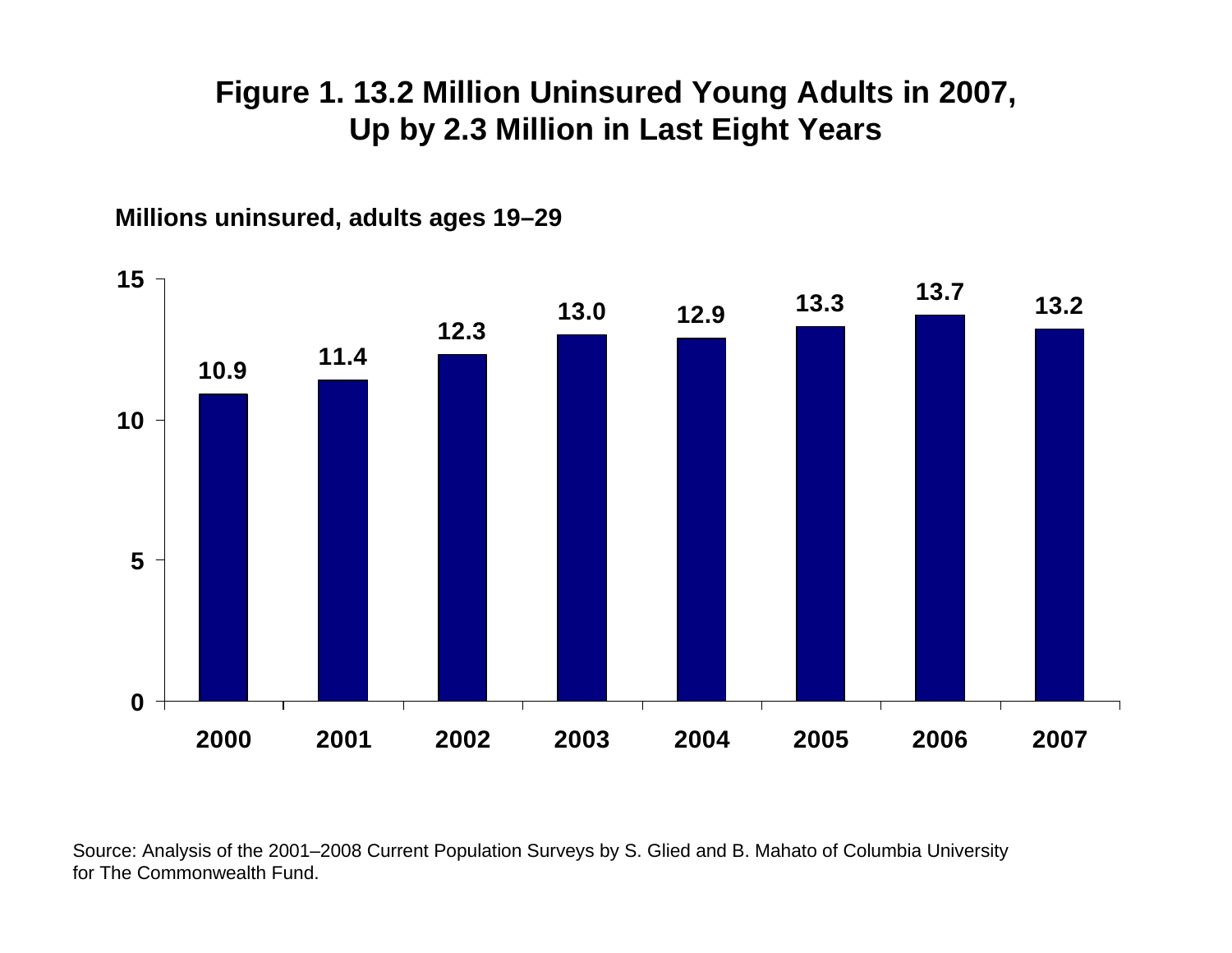# Figure 1. 13.2 Million Uninsured Young Adults in 2007, Up by 2.3 Million in Last Eight Years

**Millions uninsured, adults ages 19–29**

| Year | Millions uninsured |
|---|---|
| 2000 | 10.9 |
| 2001 | 11.4 |
| 2002 | 12.3 |
| 2003 | 13.0 |
| 2004 | 12.9 |
| 2005 | 13.3 |
| 2006 | 13.7 |
| 2007 | 13.2 |

Source: Analysis of the 2001–2008 Current Population Surveys by S. Glied and B. Mahato of Columbia University for The Commonwealth Fund.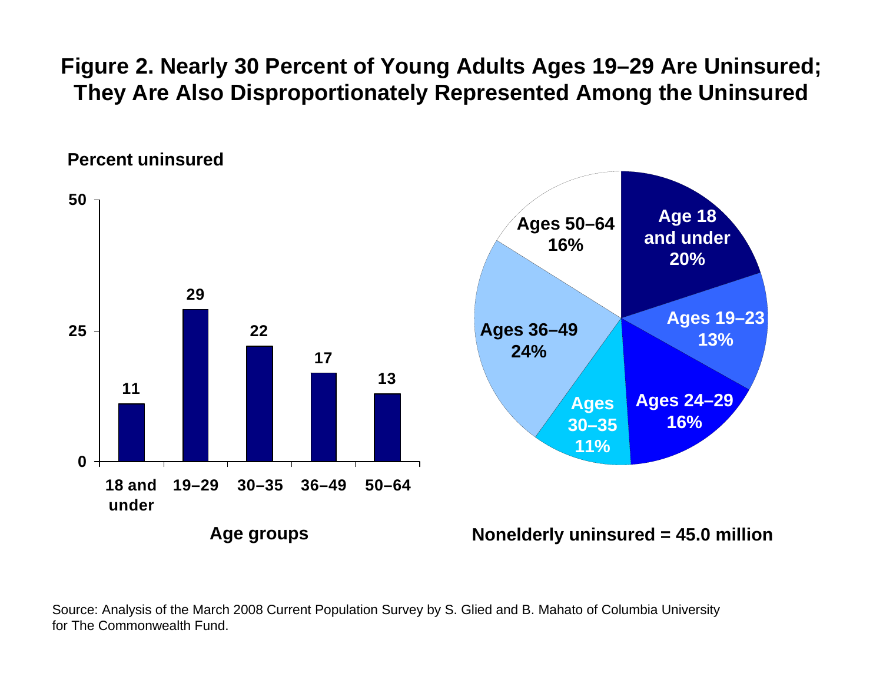# Figure 2. Nearly 30 Percent of Young Adults Ages 19–29 Are Uninsured; They Are Also Disproportionately Represented Among the Uninsured

**Percent uninsured**

| Age groups | Percent uninsured |
|---|---|
| 18 and under | 11 |
| 19–29 | 29 |
| 30–35 | 22 |
| 36–49 | 17 |
| 50–64 | 13 |

| Age group | Share of nonelderly uninsured |
|---|---|
| Age 18 and under | 20% |
| Ages 19–23 | 13% |
| Ages 24–29 | 16% |
| Ages 30–35 | 11% |
| Ages 36–49 | 24% |
| Ages 50–64 | 16% |

**Nonelderly uninsured = 45.0 million**

Source: Analysis of the March 2008 Current Population Survey by S. Glied and B. Mahato of Columbia University for The Commonwealth Fund.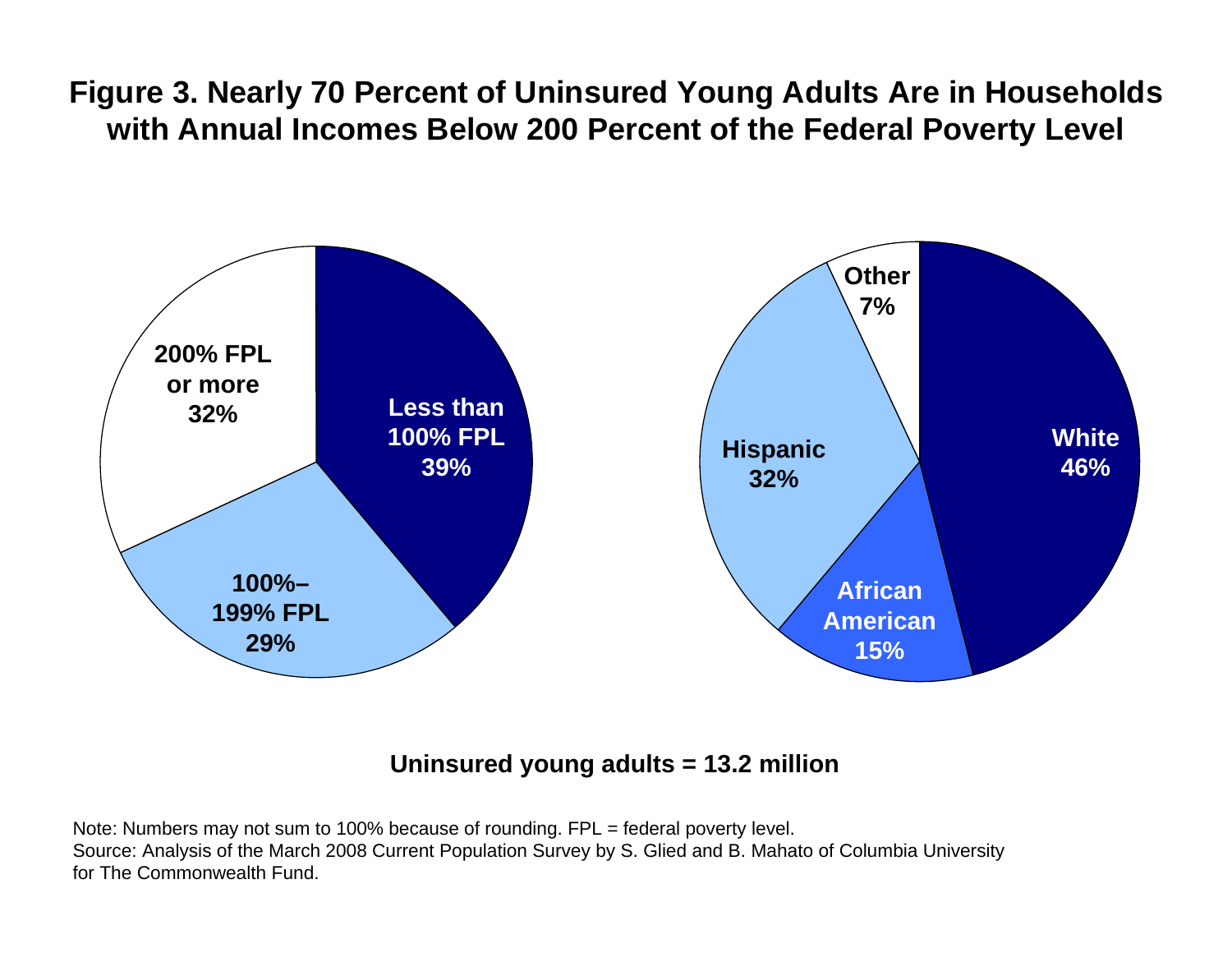# Figure 3. Nearly 70 Percent of Uninsured Young Adults Are in Households with Annual Incomes Below 200 Percent of the Federal Poverty Level

| Household income | Percent |
|---|---|
| Less than 100% FPL | 39% |
| 100%–199% FPL | 29% |
| 200% FPL or more | 32% |

| Race/ethnicity | Percent |
|---|---|
| White | 46% |
| African American | 15% |
| Hispanic | 32% |
| Other | 7% |

**Uninsured young adults = 13.2 million**

Note: Numbers may not sum to 100% because of rounding. FPL = federal poverty level.
Source: Analysis of the March 2008 Current Population Survey by S. Glied and B. Mahato of Columbia University for The Commonwealth Fund.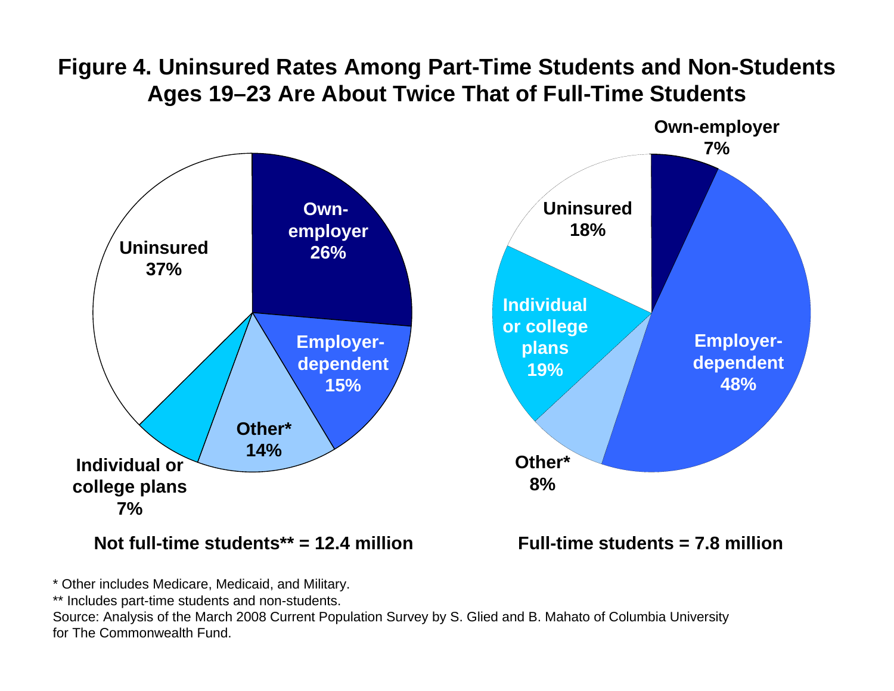# Figure 4. Uninsured Rates Among Part-Time Students and Non-Students Ages 19–23 Are About Twice That of Full-Time Students

| Coverage | Not full-time students** = 12.4 million | Full-time students = 7.8 million |
|---|---|---|
| Own-employer | 26% | 7% |
| Employer-dependent | 15% | 48% |
| Other* | 14% | 8% |
| Individual or college plans | 7% | 19% |
| Uninsured | 37% | 18% |

\* Other includes Medicare, Medicaid, and Military.

\*\* Includes part-time students and non-students.

Source: Analysis of the March 2008 Current Population Survey by S. Glied and B. Mahato of Columbia University for The Commonwealth Fund.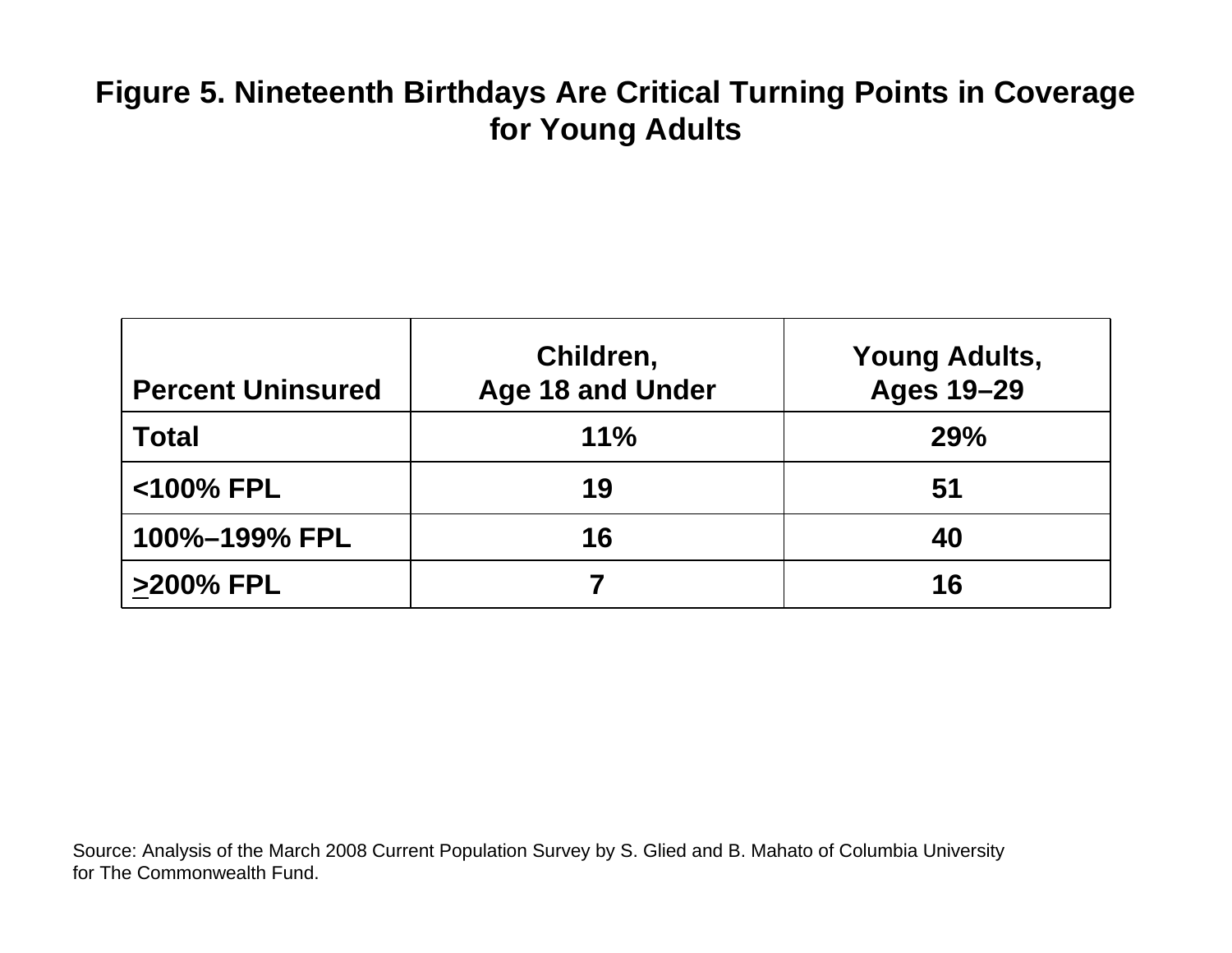# Figure 5. Nineteenth Birthdays Are Critical Turning Points in Coverage for Young Adults

| Percent Uninsured | Children, Age 18 and Under | Young Adults, Ages 19–29 |
| --- | --- | --- |
| **Total** | **11%** | **29%** |
| **<100% FPL** | **19** | **51** |
| **100%–199% FPL** | **16** | **40** |
| **≥200% FPL** | **7** | **16** |

Source: Analysis of the March 2008 Current Population Survey by S. Glied and B. Mahato of Columbia University for The Commonwealth Fund.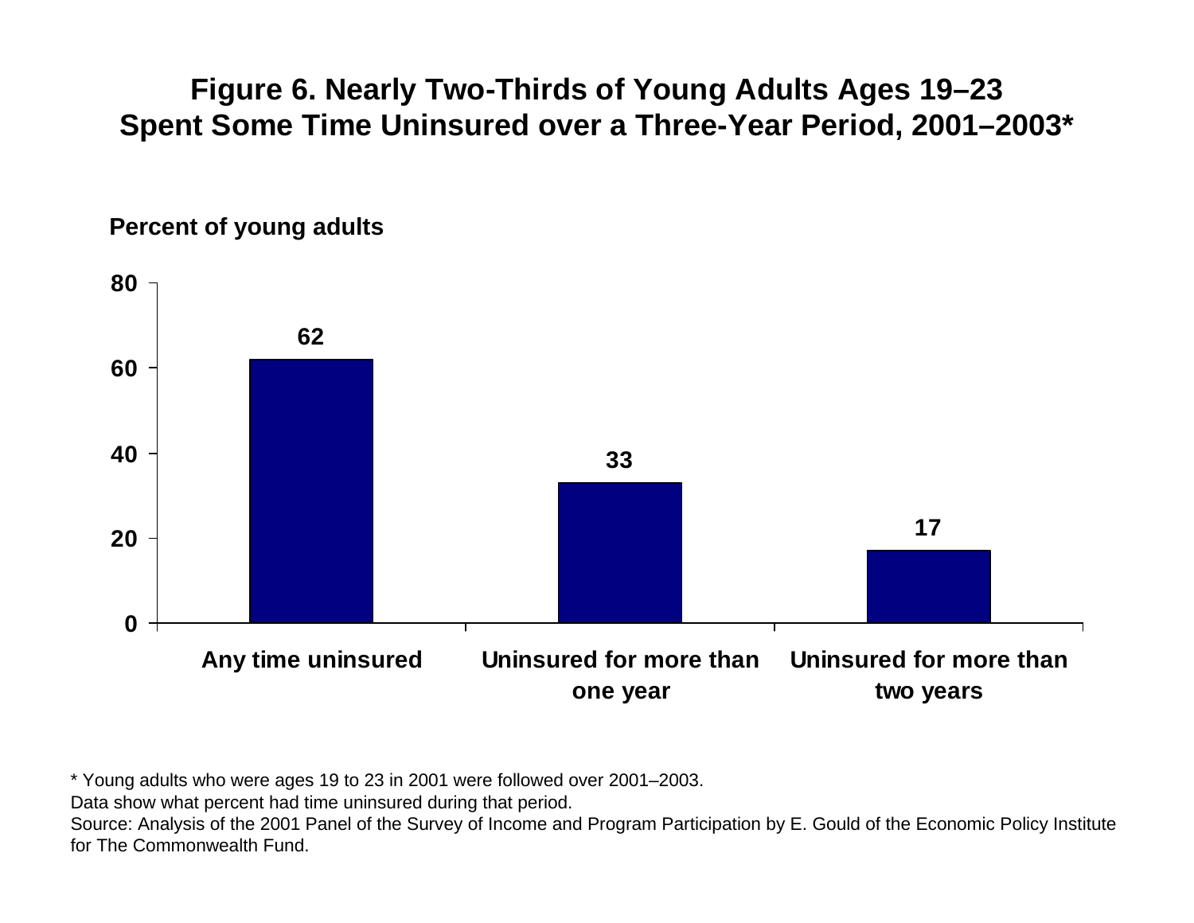# Figure 6. Nearly Two-Thirds of Young Adults Ages 19–23 Spent Some Time Uninsured over a Three-Year Period, 2001–2003*

**Percent of young adults**

| Category | Percent |
|---|---|
| Any time uninsured | 62 |
| Uninsured for more than one year | 33 |
| Uninsured for more than two years | 17 |

\* Young adults who were ages 19 to 23 in 2001 were followed over 2001–2003.
Data show what percent had time uninsured during that period.
Source: Analysis of the 2001 Panel of the Survey of Income and Program Participation by E. Gould of the Economic Policy Institute for The Commonwealth Fund.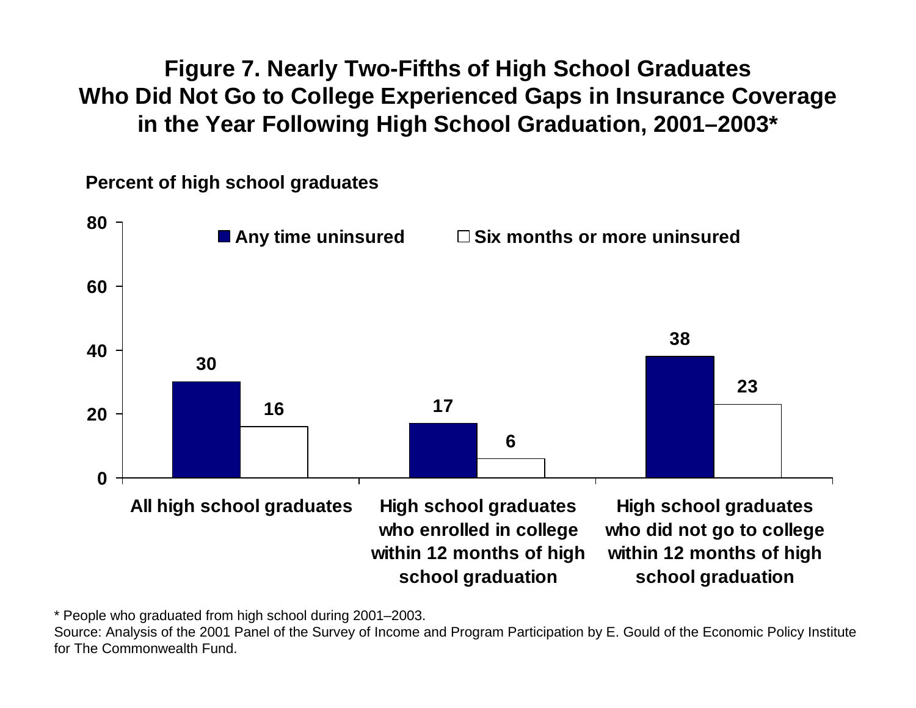# Figure 7. Nearly Two-Fifths of High School Graduates Who Did Not Go to College Experienced Gaps in Insurance Coverage in the Year Following High School Graduation, 2001–2003*

**Percent of high school graduates**

| | Any time uninsured | Six months or more uninsured |
|---|---|---|
| All high school graduates | 30 | 16 |
| High school graduates who enrolled in college within 12 months of high school graduation | 17 | 6 |
| High school graduates who did not go to college within 12 months of high school graduation | 38 | 23 |

* People who graduated from high school during 2001–2003.

Source: Analysis of the 2001 Panel of the Survey of Income and Program Participation by E. Gould of the Economic Policy Institute for The Commonwealth Fund.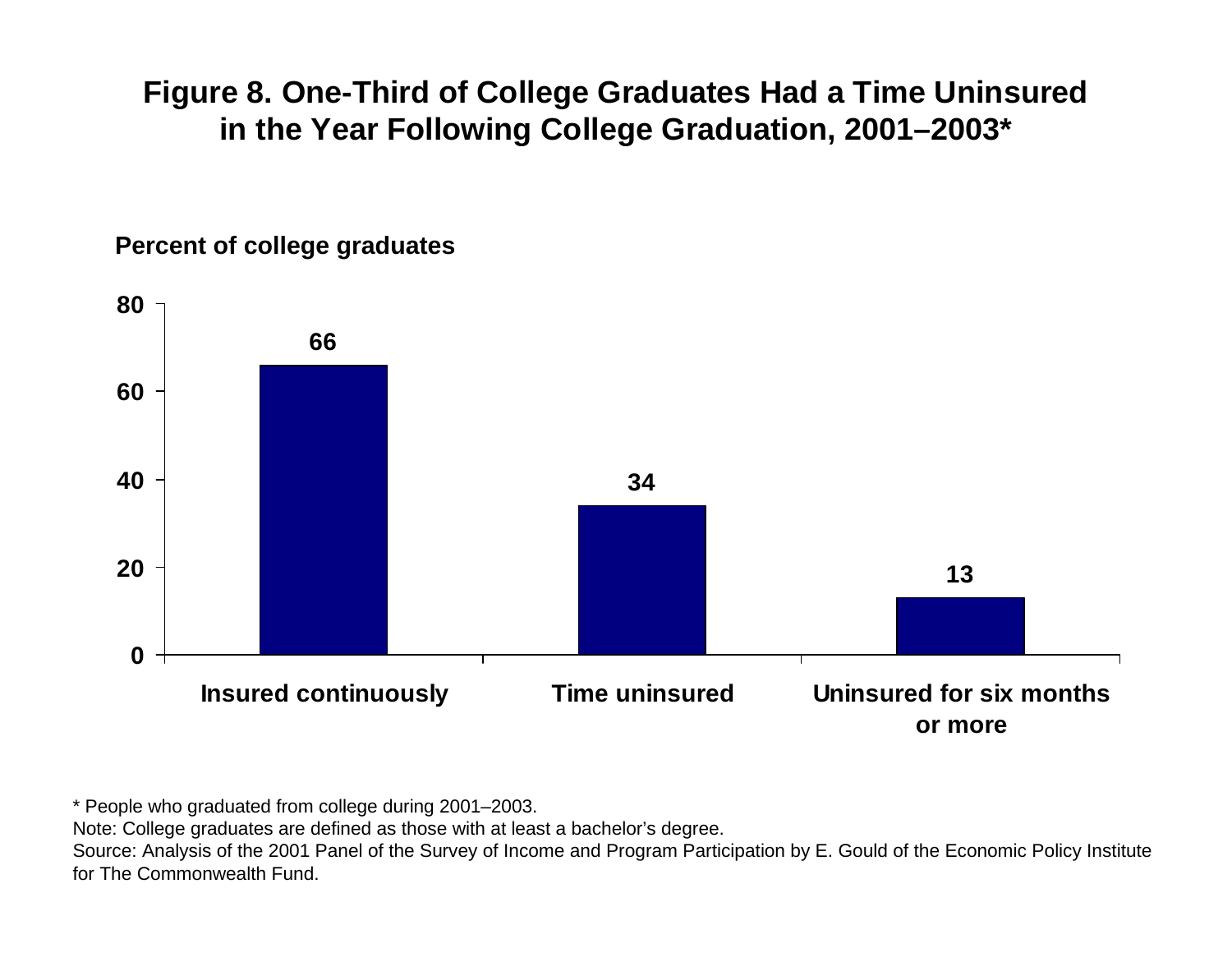# Figure 8. One-Third of College Graduates Had a Time Uninsured in the Year Following College Graduation, 2001–2003*

**Percent of college graduates**

| Category | Percent |
|---|---|
| Insured continuously | 66 |
| Time uninsured | 34 |
| Uninsured for six months or more | 13 |

* People who graduated from college during 2001–2003.

Note: College graduates are defined as those with at least a bachelor's degree.

Source: Analysis of the 2001 Panel of the Survey of Income and Program Participation by E. Gould of the Economic Policy Institute for The Commonwealth Fund.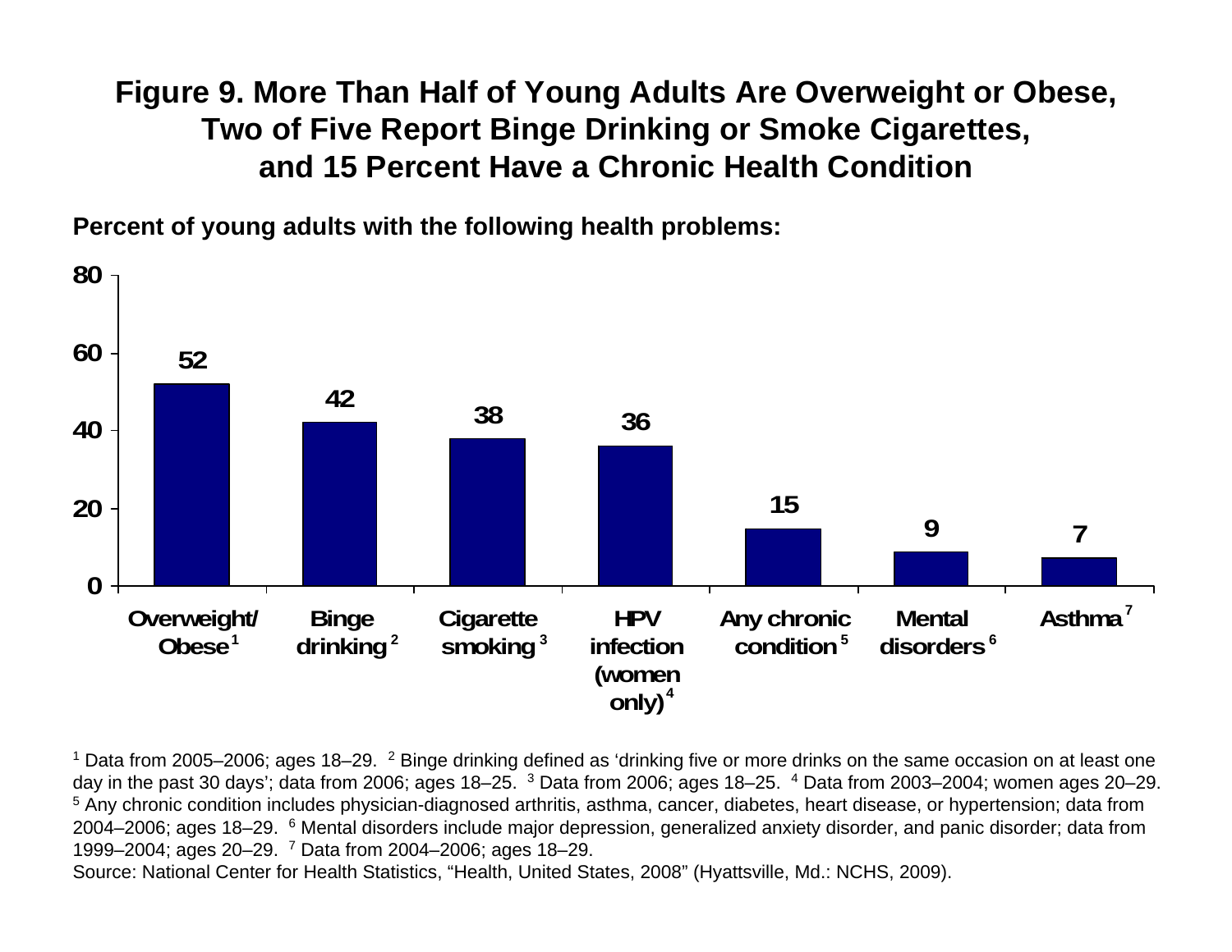# Figure 9. More Than Half of Young Adults Are Overweight or Obese, Two of Five Report Binge Drinking or Smoke Cigarettes, and 15 Percent Have a Chronic Health Condition

**Percent of young adults with the following health problems:**

| Health problem | Percent |
|---|---|
| Overweight/ Obese[1] | 52 |
| Binge drinking[2] | 42 |
| Cigarette smoking[3] | 38 |
| HPV infection (women only)[4] | 36 |
| Any chronic condition[5] | 15 |
| Mental disorders[6] | 9 |
| Asthma[7] | 7 |

[1] Data from 2005–2006; ages 18–29. [2] Binge drinking defined as 'drinking five or more drinks on the same occasion on at least one day in the past 30 days'; data from 2006; ages 18–25. [3] Data from 2006; ages 18–25. [4] Data from 2003–2004; women ages 20–29. [5] Any chronic condition includes physician-diagnosed arthritis, asthma, cancer, diabetes, heart disease, or hypertension; data from 2004–2006; ages 18–29. [6] Mental disorders include major depression, generalized anxiety disorder, and panic disorder; data from 1999–2004; ages 20–29. [7] Data from 2004–2006; ages 18–29.

Source: National Center for Health Statistics, "Health, United States, 2008" (Hyattsville, Md.: NCHS, 2009).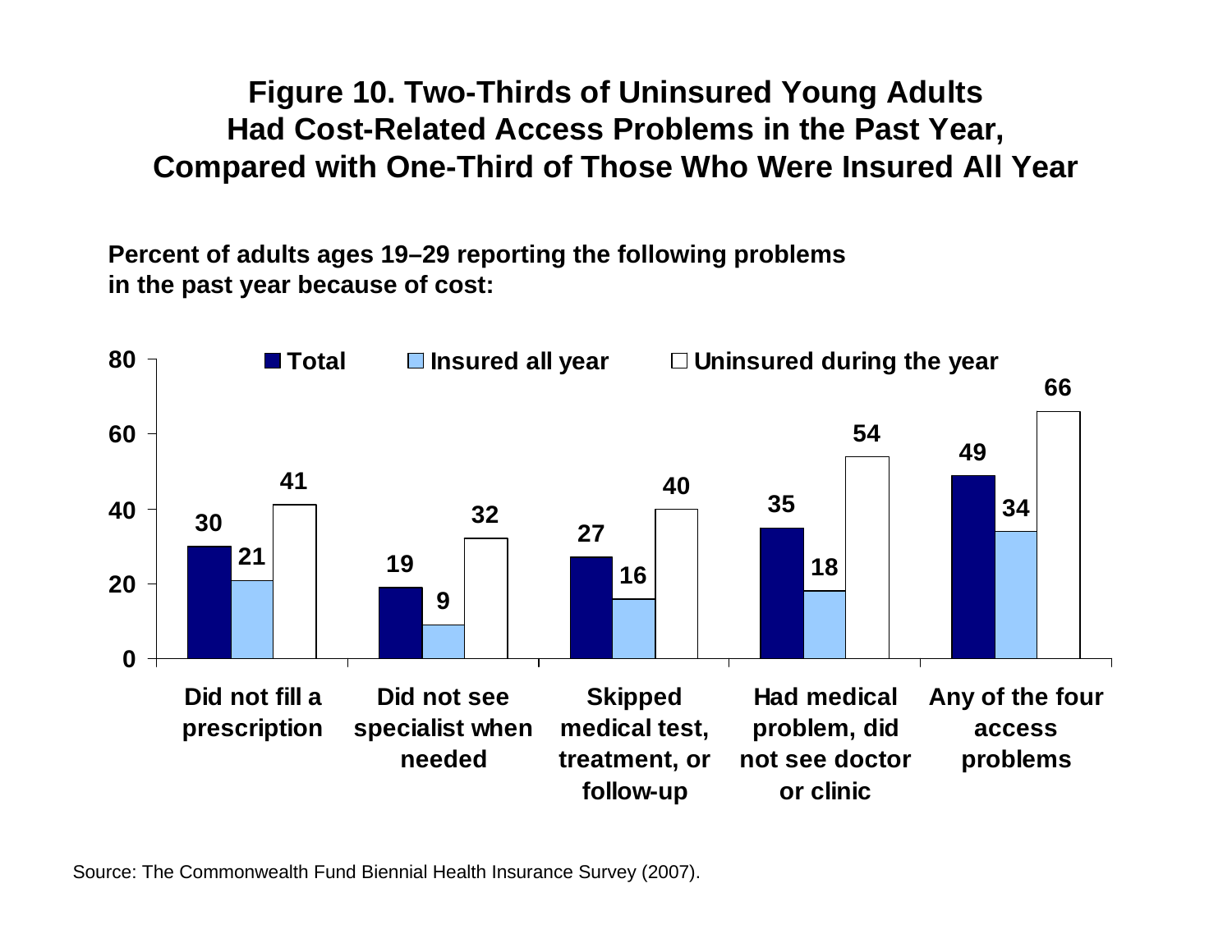# Figure 10. Two-Thirds of Uninsured Young Adults Had Cost-Related Access Problems in the Past Year, Compared with One-Third of Those Who Were Insured All Year

**Percent of adults ages 19–29 reporting the following problems in the past year because of cost:**

| | Total | Insured all year | Uninsured during the year |
|---|---|---|---|
| Did not fill a prescription | 30 | 21 | 41 |
| Did not see specialist when needed | 19 | 9 | 32 |
| Skipped medical test, treatment, or follow-up | 27 | 16 | 40 |
| Had medical problem, did not see doctor or clinic | 35 | 18 | 54 |
| Any of the four access problems | 49 | 34 | 66 |

Source: The Commonwealth Fund Biennial Health Insurance Survey (2007).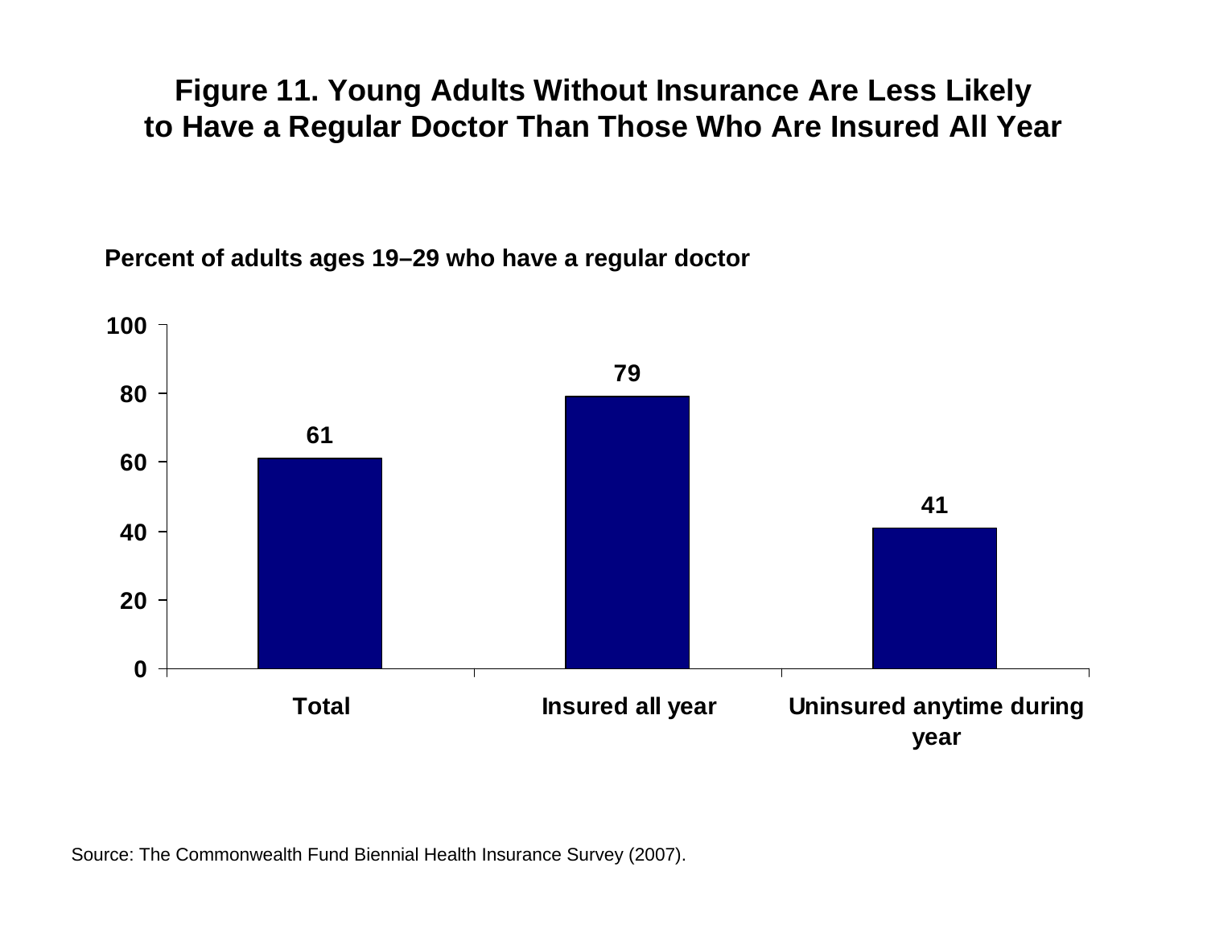# Figure 11. Young Adults Without Insurance Are Less Likely to Have a Regular Doctor Than Those Who Are Insured All Year

**Percent of adults ages 19–29 who have a regular doctor**

| Category | Percent |
|---|---|
| Total | 61 |
| Insured all year | 79 |
| Uninsured anytime during year | 41 |

Source: The Commonwealth Fund Biennial Health Insurance Survey (2007).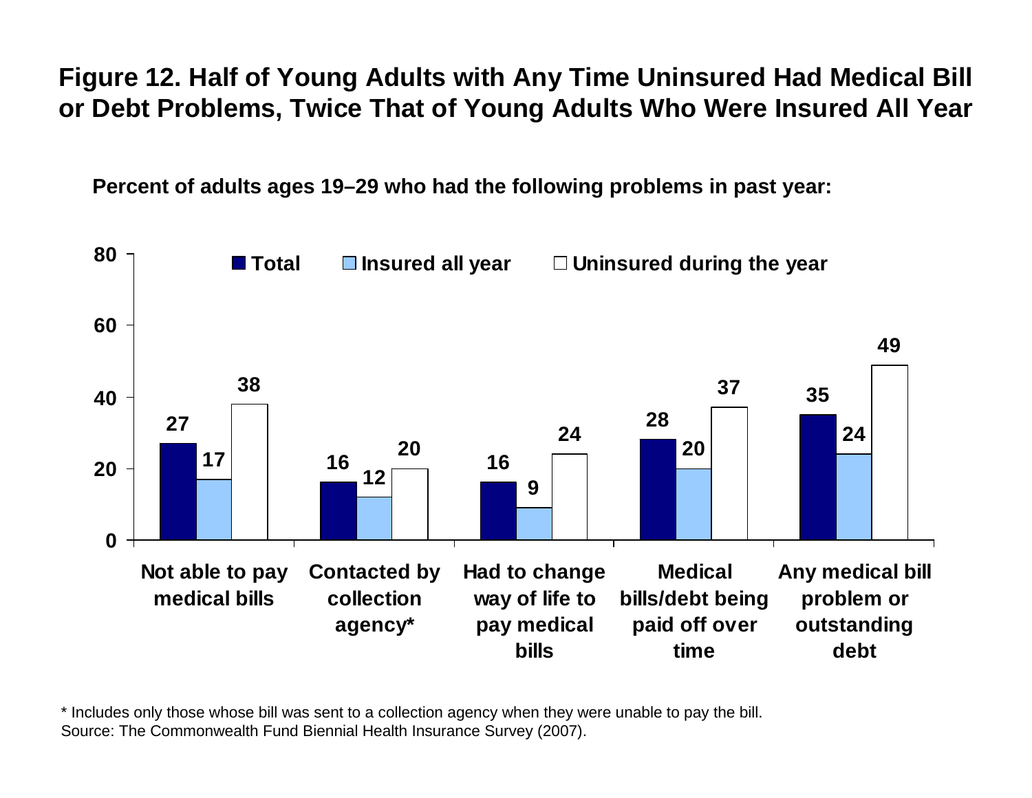## Figure 12. Half of Young Adults with Any Time Uninsured Had Medical Bill or Debt Problems, Twice That of Young Adults Who Were Insured All Year

Percent of adults ages 19–29 who had the following problems in past year:

| | Total | Insured all year | Uninsured during the year |
|---|---|---|---|
| Not able to pay medical bills | 27 | 17 | 38 |
| Contacted by collection agency* | 16 | 12 | 20 |
| Had to change way of life to pay medical bills | 16 | 9 | 24 |
| Medical bills/debt being paid off over time | 28 | 20 | 37 |
| Any medical bill problem or outstanding debt | 35 | 24 | 49 |

\* Includes only those whose bill was sent to a collection agency when they were unable to pay the bill.
Source: The Commonwealth Fund Biennial Health Insurance Survey (2007).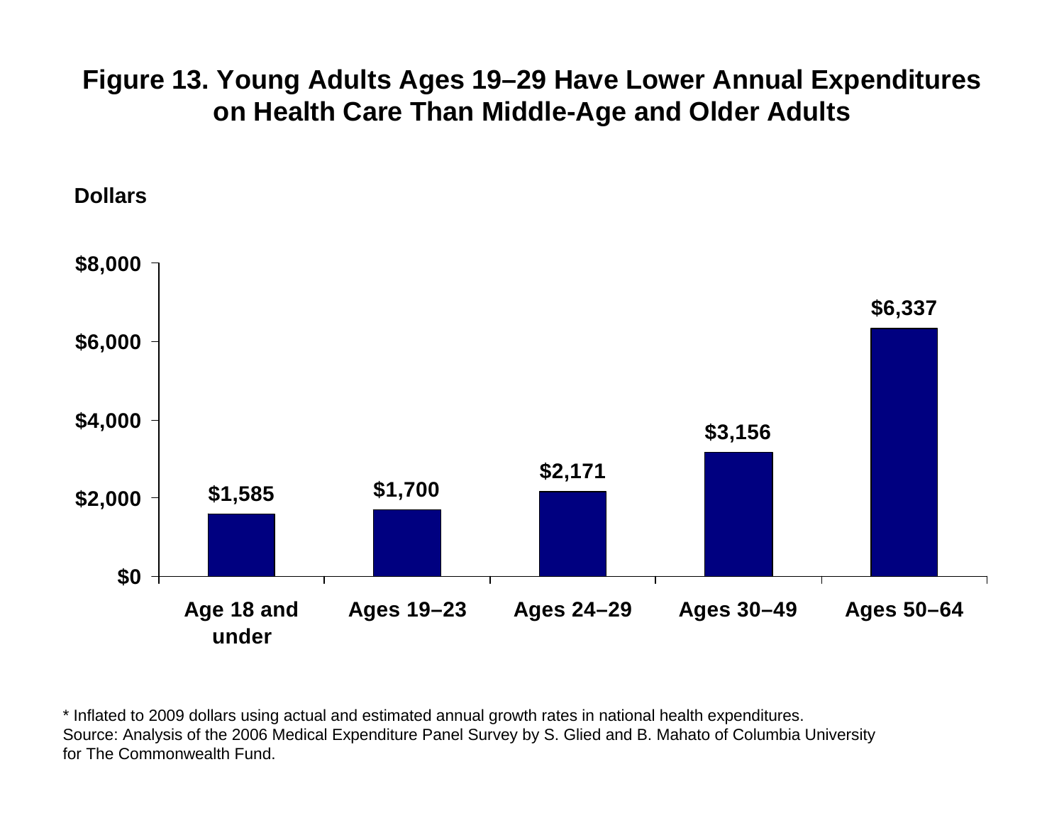# Figure 13. Young Adults Ages 19–29 Have Lower Annual Expenditures on Health Care Than Middle-Age and Older Adults

Dollars

$8,000
$6,000
$4,000
$2,000
$0

$1,585
$1,700
$2,171
$3,156
$6,337

Age 18 and under
Ages 19–23
Ages 24–29
Ages 30–49
Ages 50–64

* Inflated to 2009 dollars using actual and estimated annual growth rates in national health expenditures.
Source: Analysis of the 2006 Medical Expenditure Panel Survey by S. Glied and B. Mahato of Columbia University for The Commonwealth Fund.